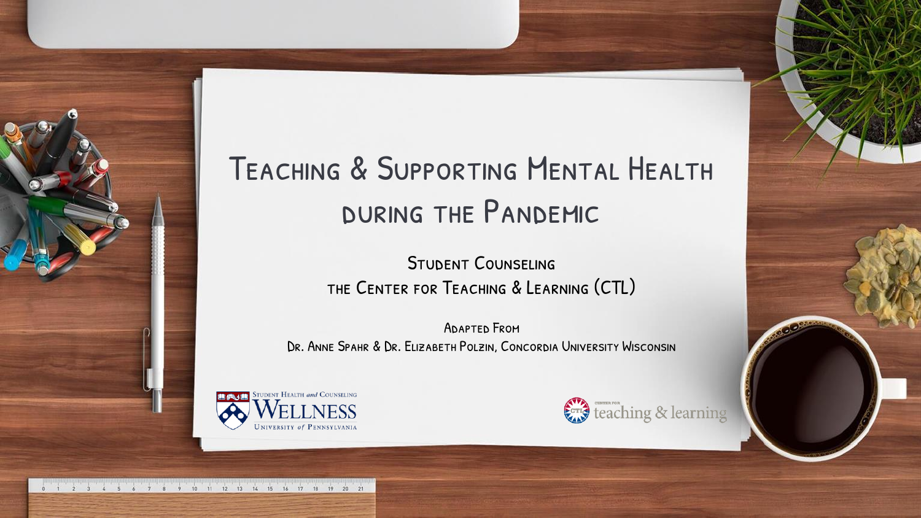# Teaching & Supporting Mental Health during the Pandemic

Student Counseling
the Center for Teaching & Learning (CTL)

Adapted From
Dr. Anne Spahr & Dr. Elizabeth Polzin, Concordia University Wisconsin

Student Health and Counseling
Wellness
University of Pennsylvania

Center for teaching & learning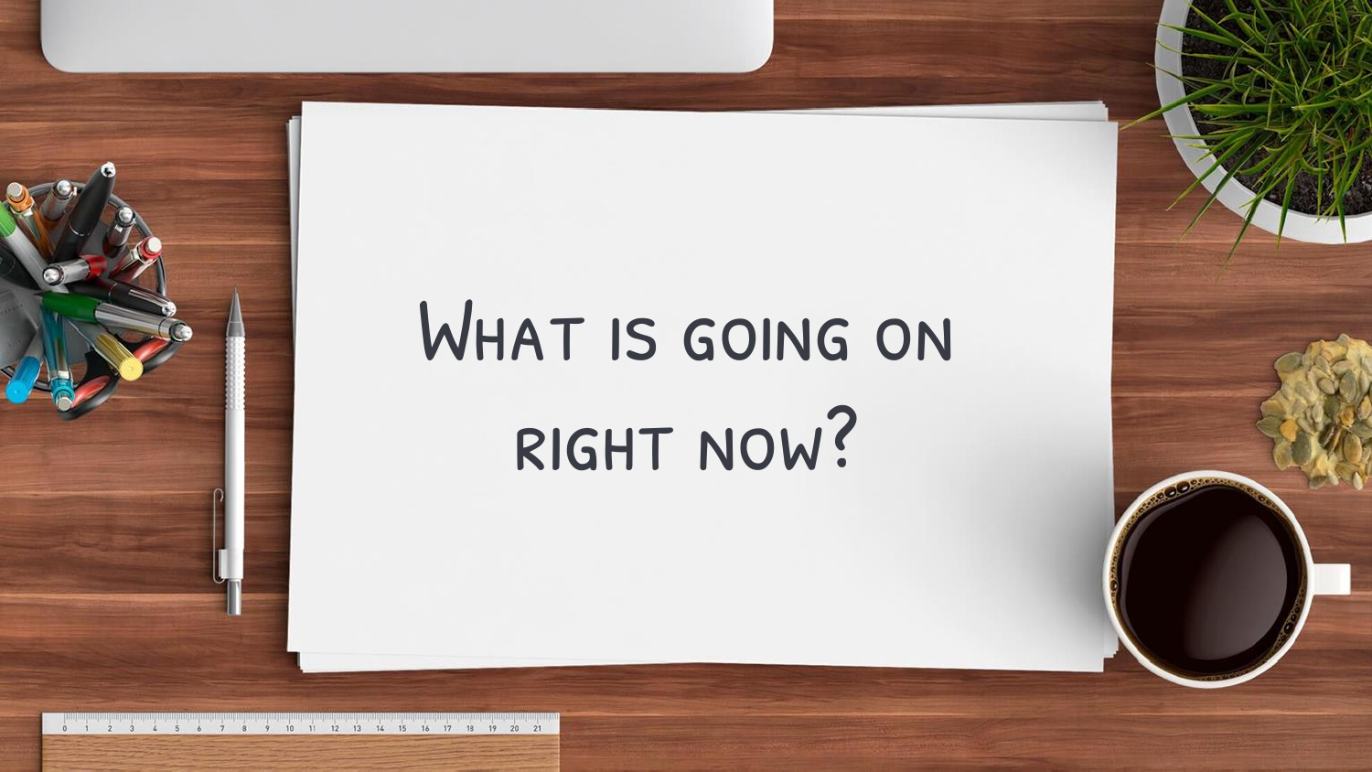# What is going on right now?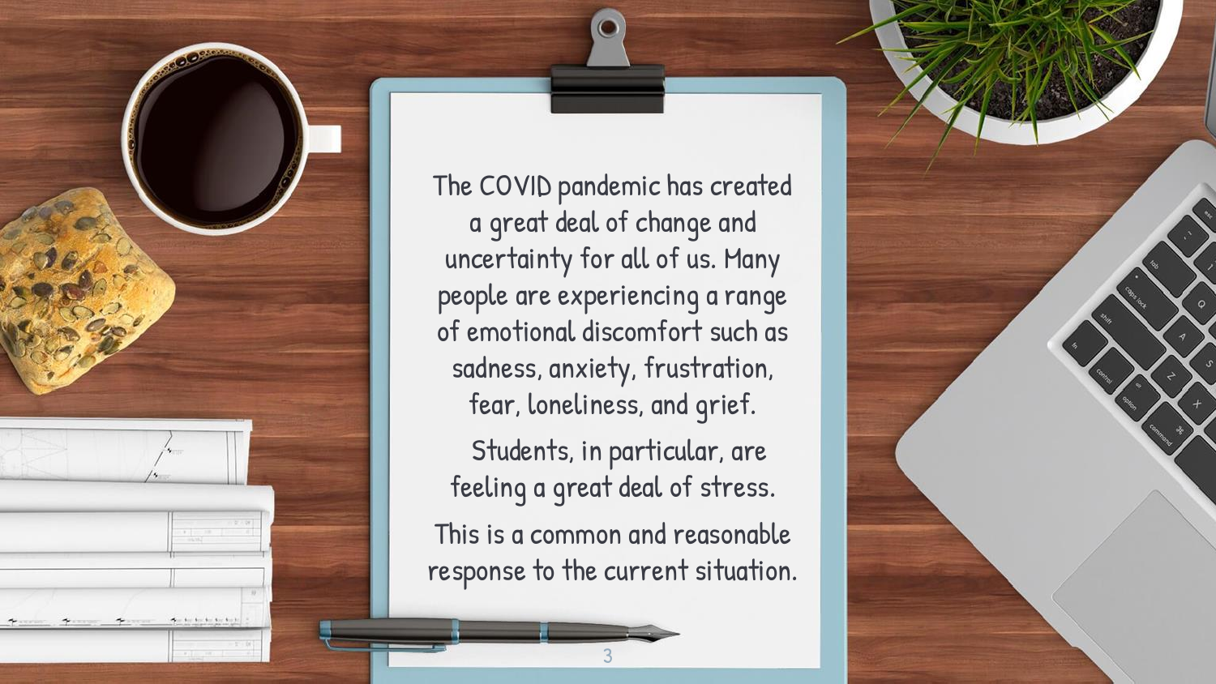The COVID pandemic has created a great deal of change and uncertainty for all of us. Many people are experiencing a range of emotional discomfort such as sadness, anxiety, frustration, fear, loneliness, and grief.

Students, in particular, are feeling a great deal of stress.

This is a common and reasonable response to the current situation.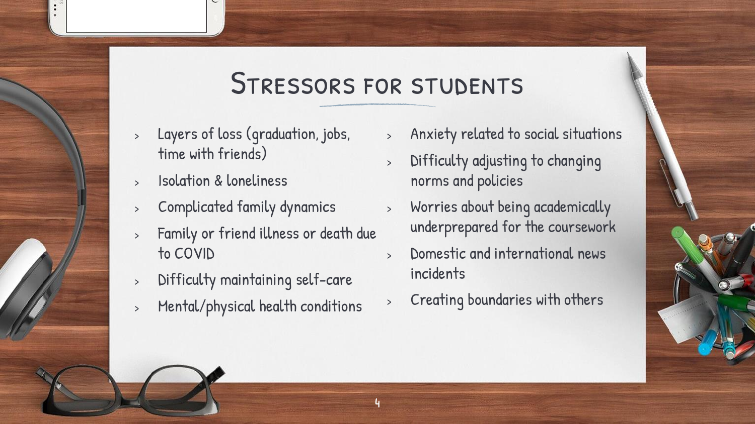# Stressors for students

- Layers of loss (graduation, jobs, time with friends)
- Isolation & loneliness
- Complicated family dynamics
- Family or friend illness or death due to COVID
- Difficulty maintaining self-care
- Mental/physical health conditions
- Anxiety related to social situations
- Difficulty adjusting to changing norms and policies
- Worries about being academically underprepared for the coursework
- Domestic and international news incidents
- Creating boundaries with others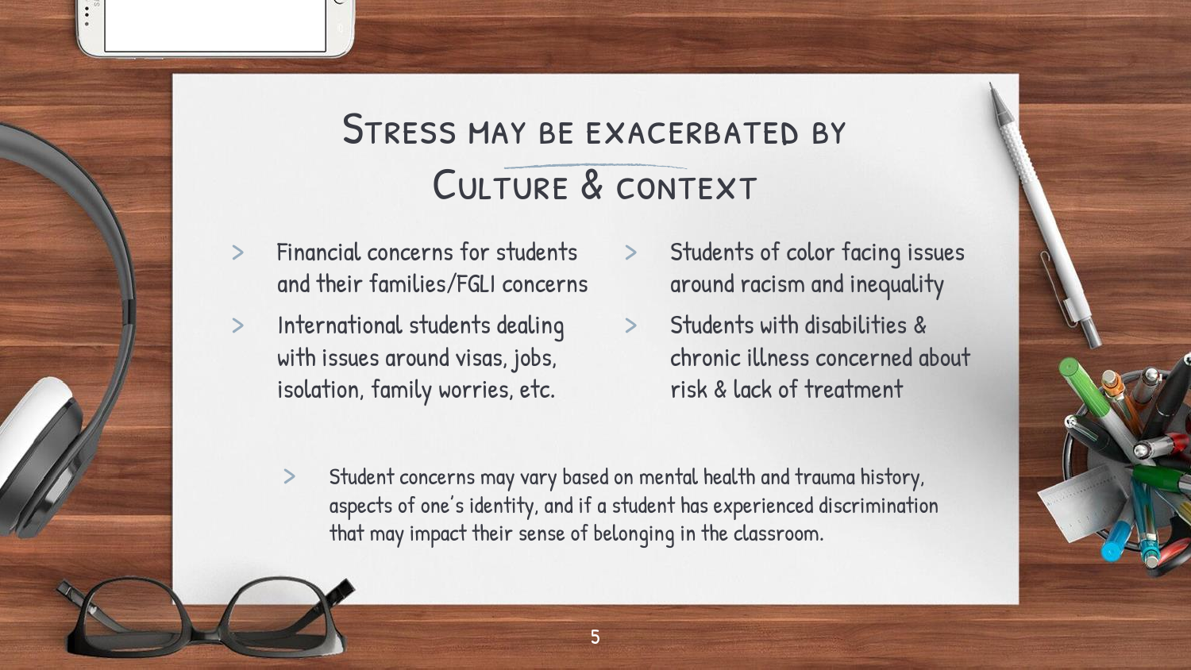# Stress may be exacerbated by Culture & context

- Financial concerns for students and their families/FGLI concerns
- International students dealing with issues around visas, jobs, isolation, family worries, etc.
- Students of color facing issues around racism and inequality
- Students with disabilities & chronic illness concerned about risk & lack of treatment

- Student concerns may vary based on mental health and trauma history, aspects of one's identity, and if a student has experienced discrimination that may impact their sense of belonging in the classroom.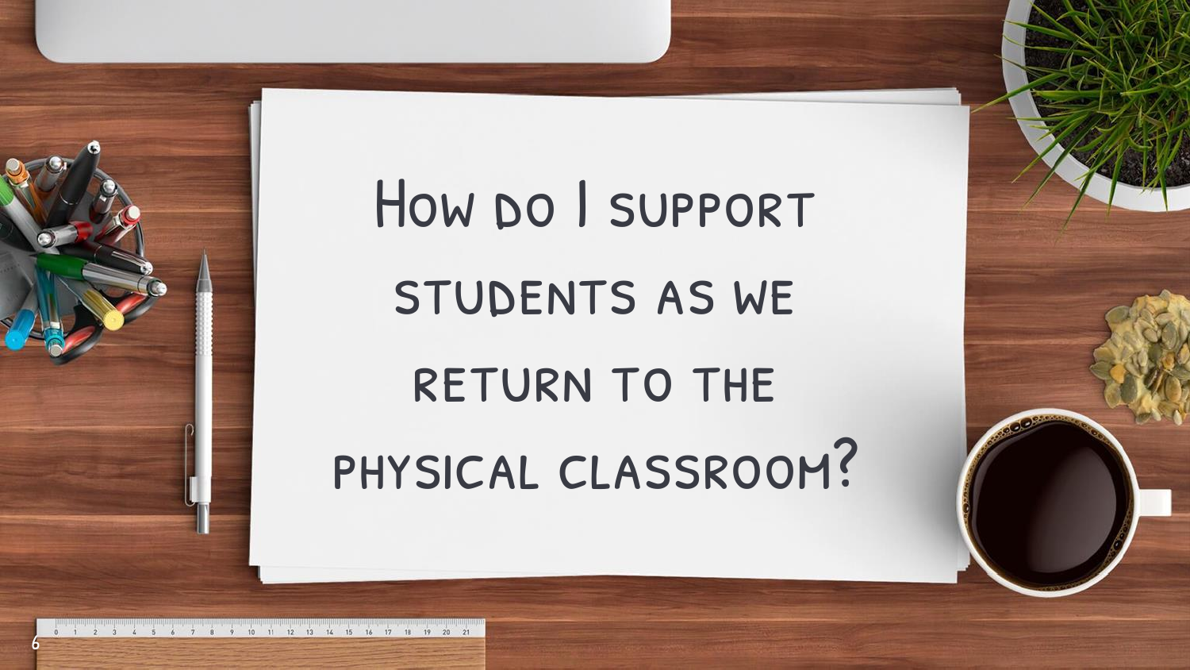# How do I support students as we return to the physical classroom?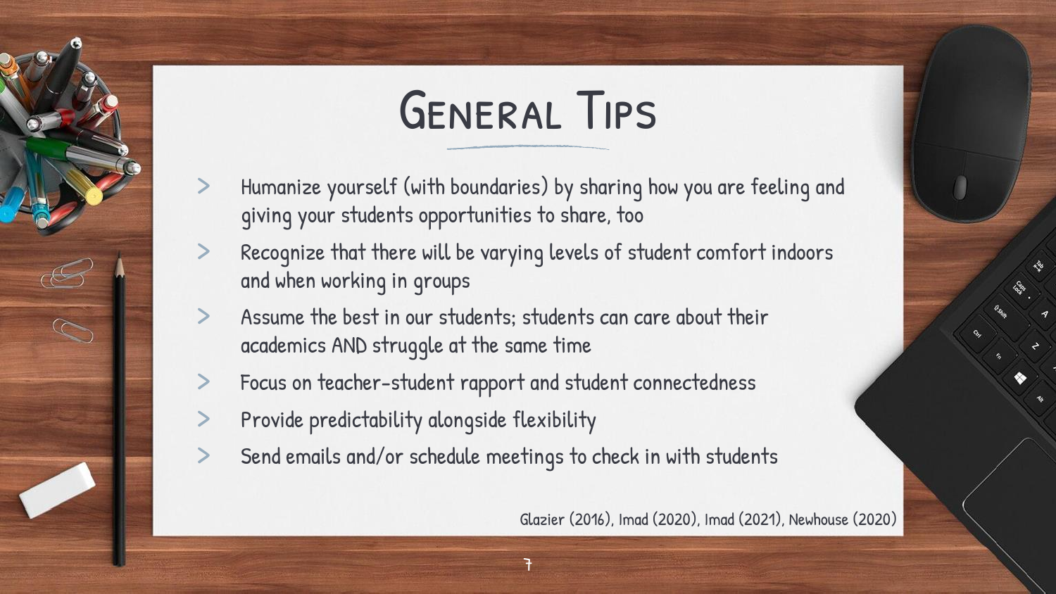# General Tips

- Humanize yourself (with boundaries) by sharing how you are feeling and giving your students opportunities to share, too
- Recognize that there will be varying levels of student comfort indoors and when working in groups
- Assume the best in our students; students can care about their academics AND struggle at the same time
- Focus on teacher-student rapport and student connectedness
- Provide predictability alongside flexibility
- Send emails and/or schedule meetings to check in with students

Glazier (2016), Imad (2020), Imad (2021), Newhouse (2020)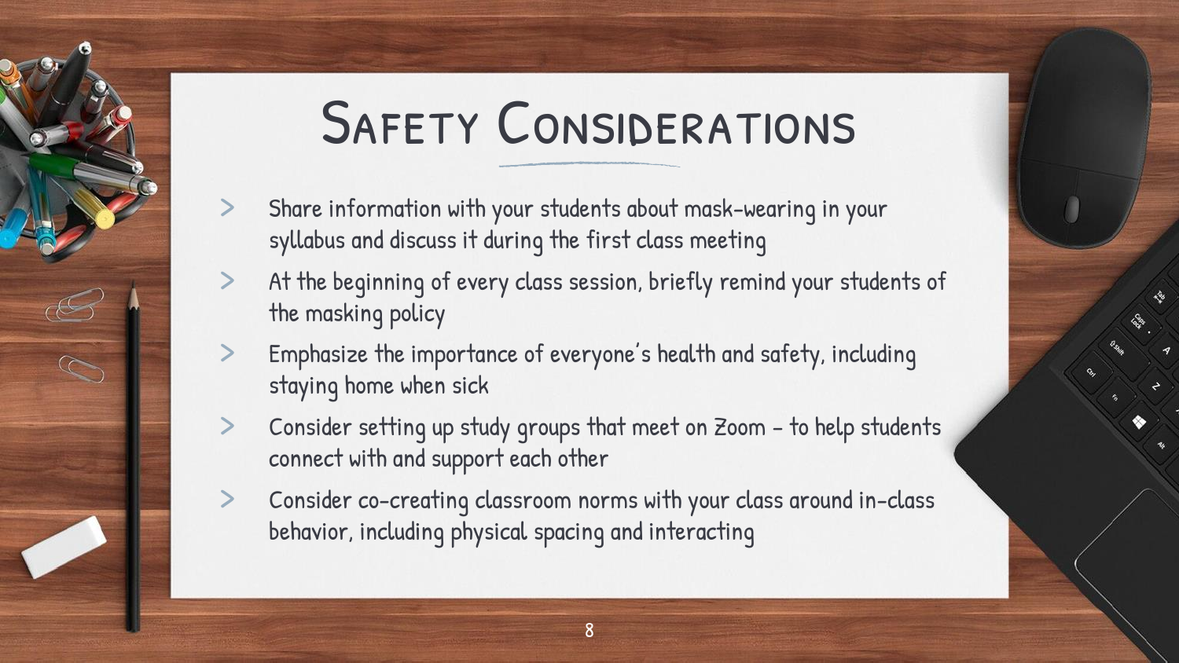# Safety Considerations

- Share information with your students about mask-wearing in your syllabus and discuss it during the first class meeting
- At the beginning of every class session, briefly remind your students of the masking policy
- Emphasize the importance of everyone's health and safety, including staying home when sick
- Consider setting up study groups that meet on Zoom – to help students connect with and support each other
- Consider co-creating classroom norms with your class around in-class behavior, including physical spacing and interacting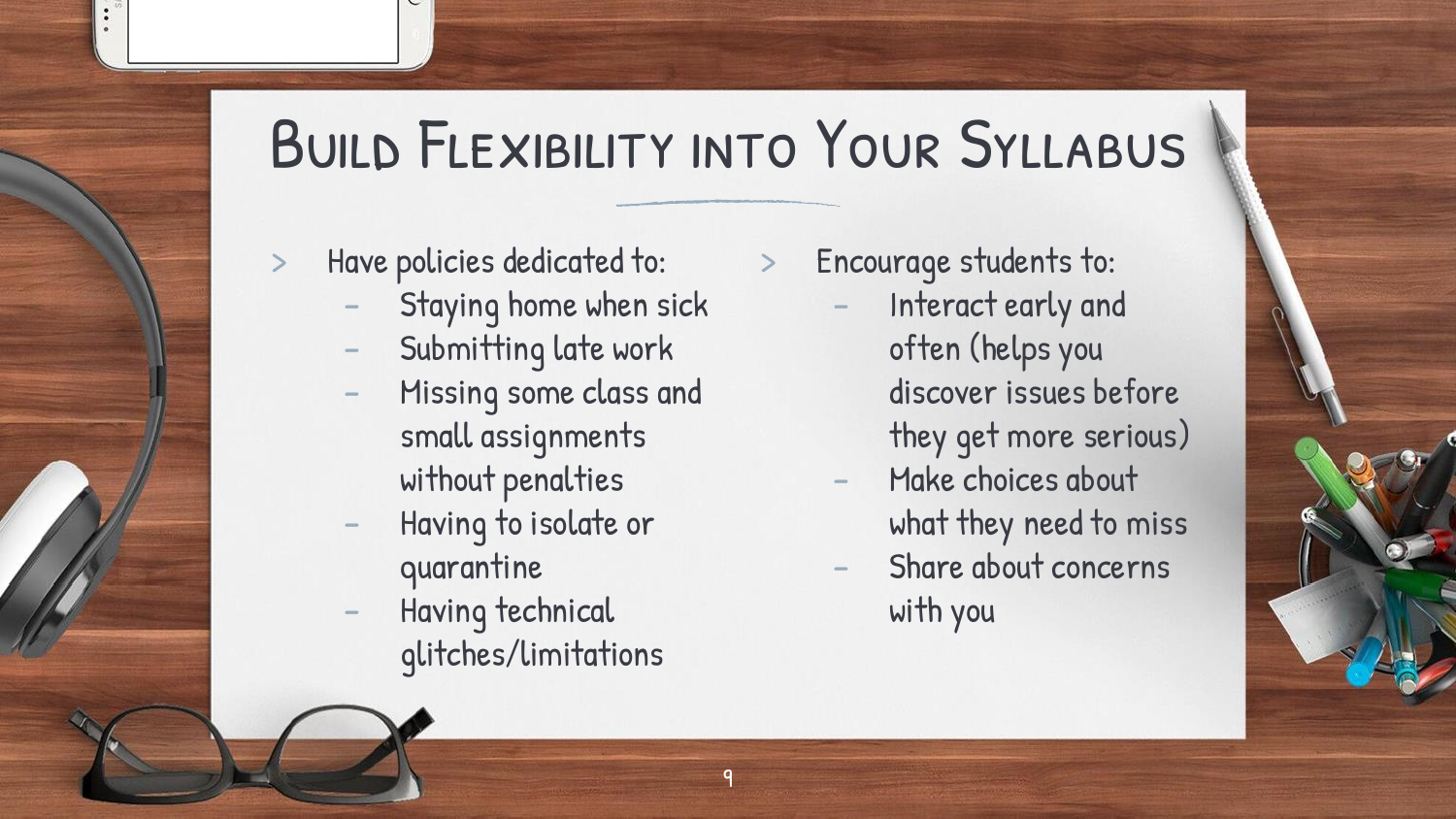# Build Flexibility into Your Syllabus

- Have policies dedicated to:
  - Staying home when sick
  - Submitting late work
  - Missing some class and small assignments without penalties
  - Having to isolate or quarantine
  - Having technical glitches/limitations
- Encourage students to:
  - Interact early and often (helps you discover issues before they get more serious)
  - Make choices about what they need to miss
  - Share about concerns with you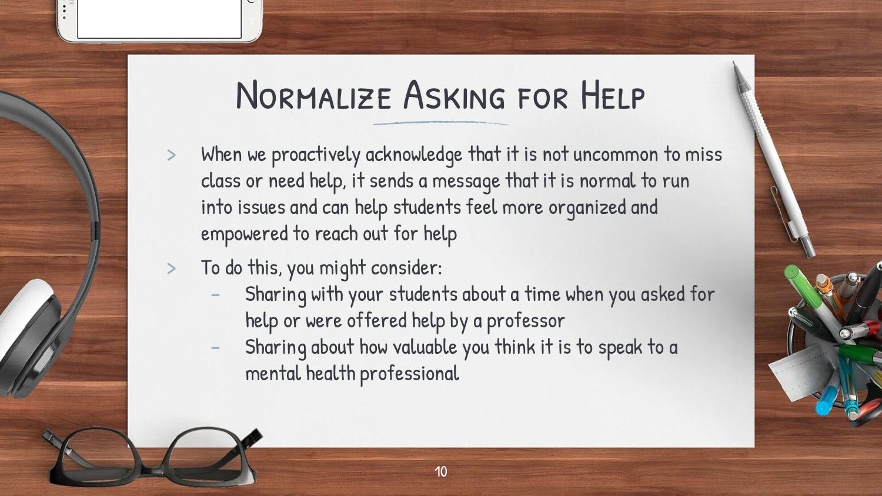# Normalize Asking for Help

- When we proactively acknowledge that it is not uncommon to miss class or need help, it sends a message that it is normal to run into issues and can help students feel more organized and empowered to reach out for help
- To do this, you might consider:
  - Sharing with your students about a time when you asked for help or were offered help by a professor
  - Sharing about how valuable you think it is to speak to a mental health professional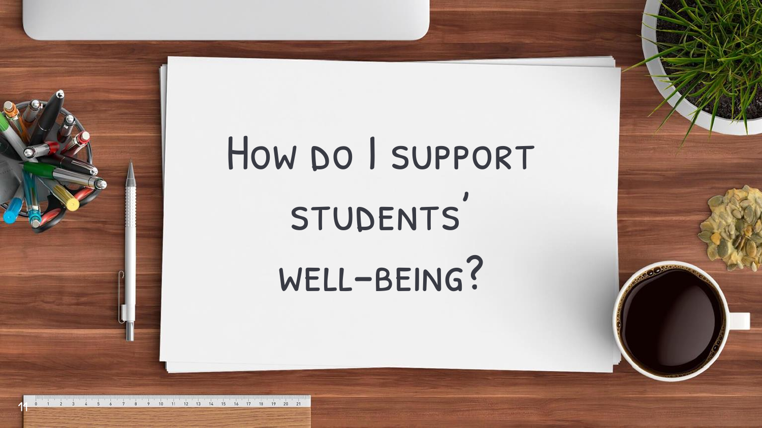# How do I support students' well-being?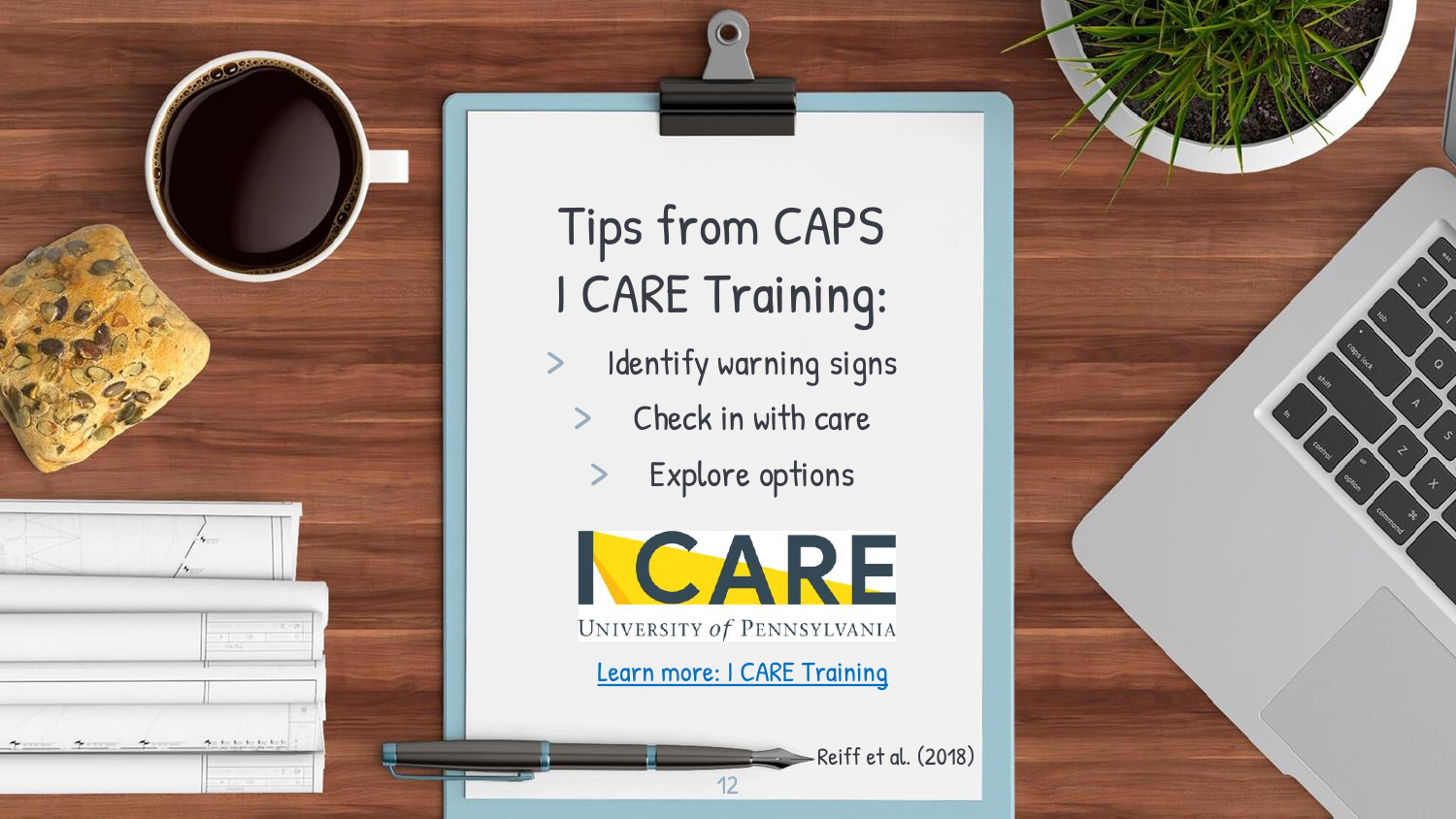# Tips from CAPS I CARE Training:

- Identify warning signs
- Check in with care
- Explore options

I CARE

University of Pennsylvania

Learn more: I CARE Training

Reiff et al. (2018)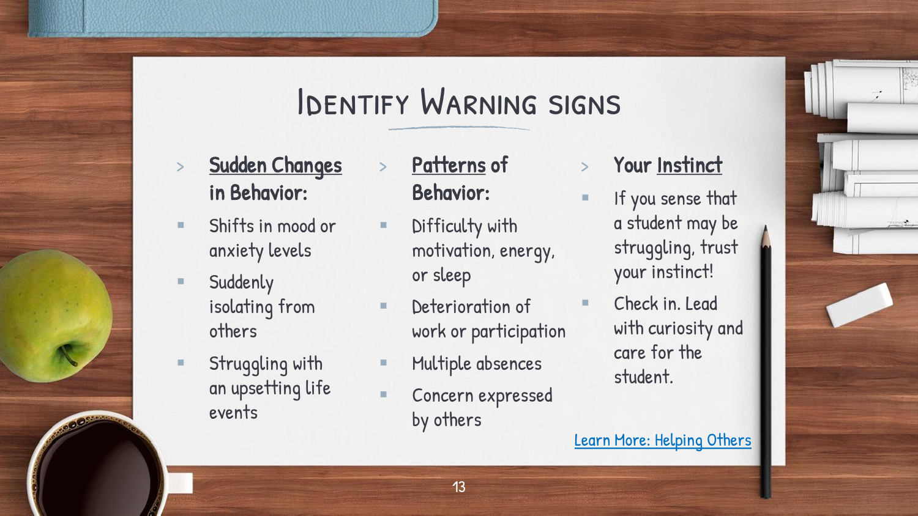# Identify Warning signs

- **Sudden Changes in Behavior:**
  - Shifts in mood or anxiety levels
  - Suddenly isolating from others
  - Struggling with an upsetting life events
- **Patterns of Behavior:**
  - Difficulty with motivation, energy, or sleep
  - Deterioration of work or participation
  - Multiple absences
  - Concern expressed by others
- **Your Instinct**
  - If you sense that a student may be struggling, trust your instinct!
  - Check in. Lead with curiosity and care for the student.

Learn More: Helping Others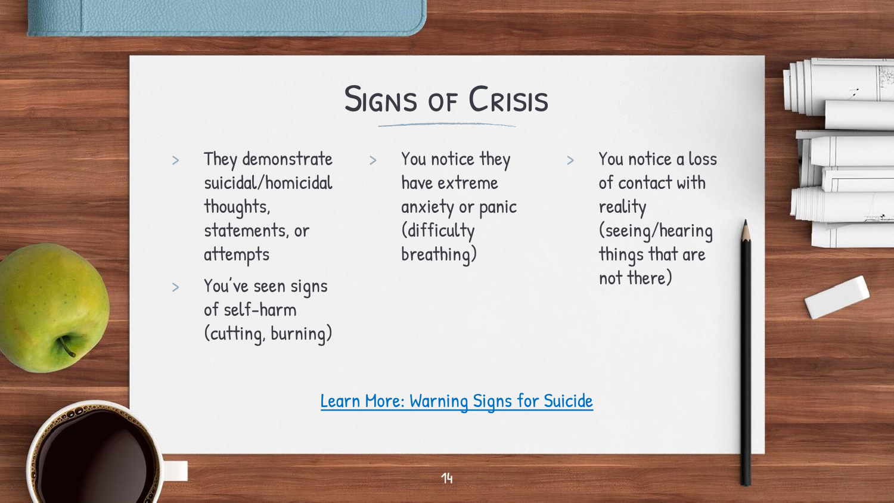# Signs of Crisis

- They demonstrate suicidal/homicidal thoughts, statements, or attempts
- You've seen signs of self-harm (cutting, burning)
- You notice they have extreme anxiety or panic (difficulty breathing)
- You notice a loss of contact with reality (seeing/hearing things that are not there)

Learn More: Warning Signs for Suicide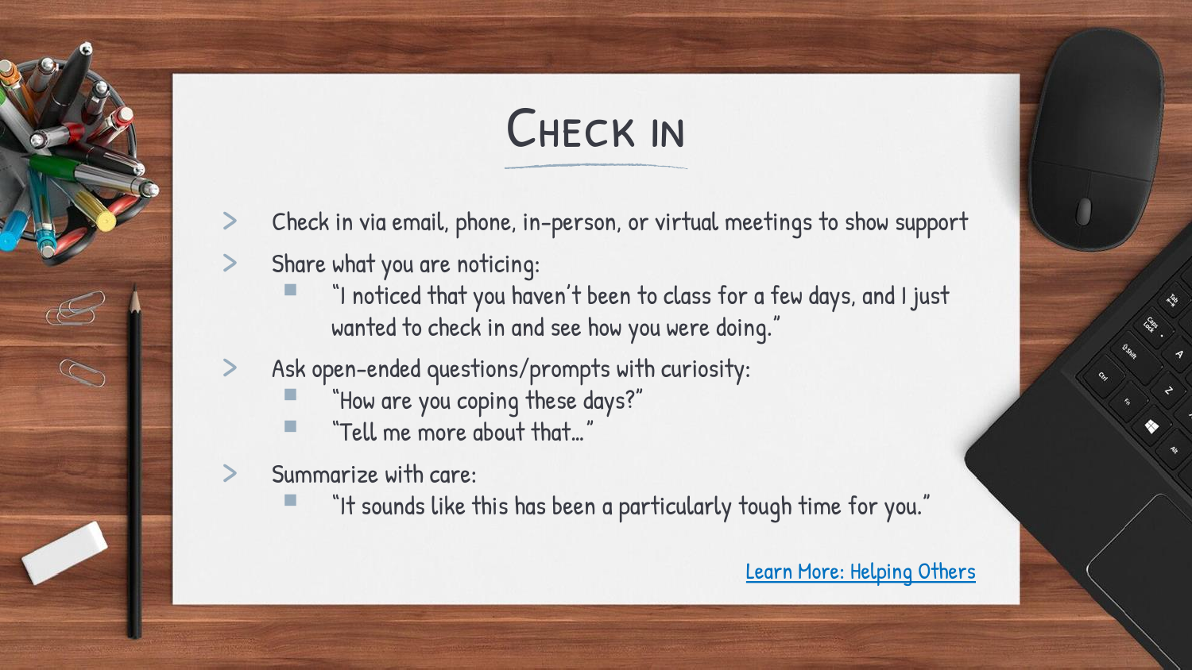# Check in

- Check in via email, phone, in-person, or virtual meetings to show support
- Share what you are noticing:
  - "I noticed that you haven't been to class for a few days, and I just wanted to check in and see how you were doing."
- Ask open-ended questions/prompts with curiosity:
  - "How are you coping these days?"
  - "Tell me more about that…"
- Summarize with care:
  - "It sounds like this has been a particularly tough time for you."

Learn More: Helping Others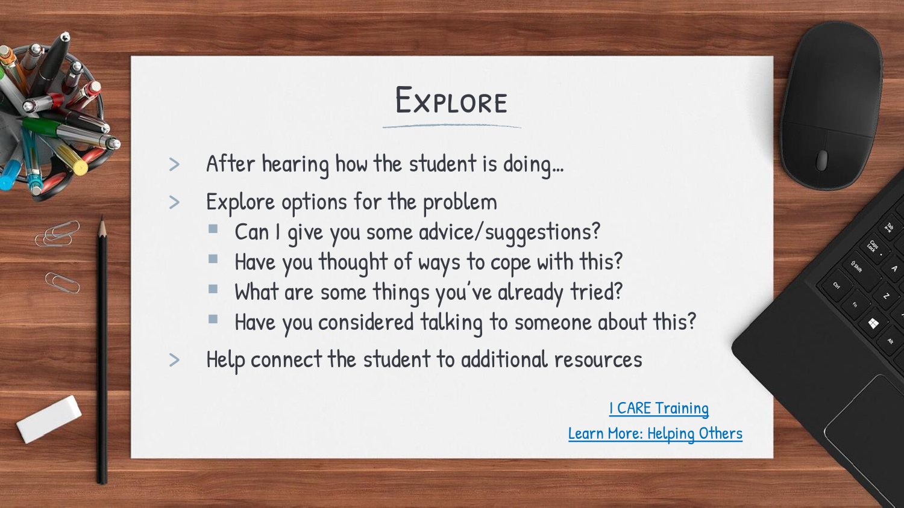# Explore

- After hearing how the student is doing…
- Explore options for the problem
  - Can I give you some advice/suggestions?
  - Have you thought of ways to cope with this?
  - What are some things you've already tried?
  - Have you considered talking to someone about this?
- Help connect the student to additional resources

I CARE Training

Learn More: Helping Others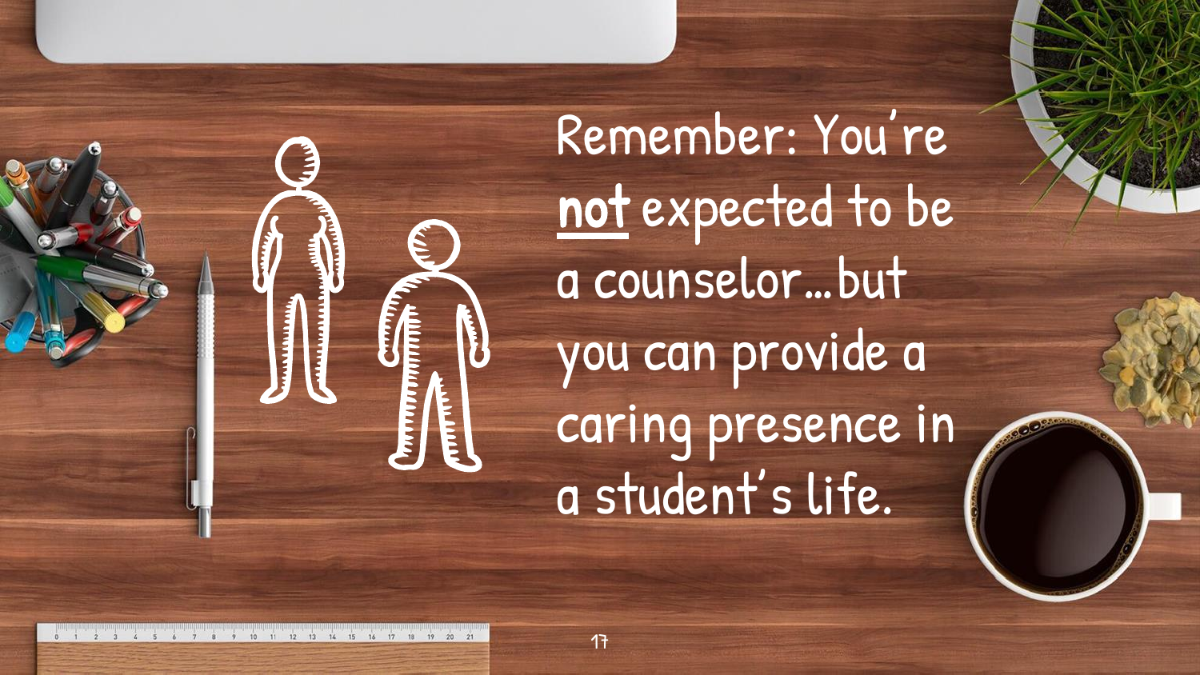Remember: You're <u>**not**</u> expected to be a counselor…but you can provide a caring presence in a student's life.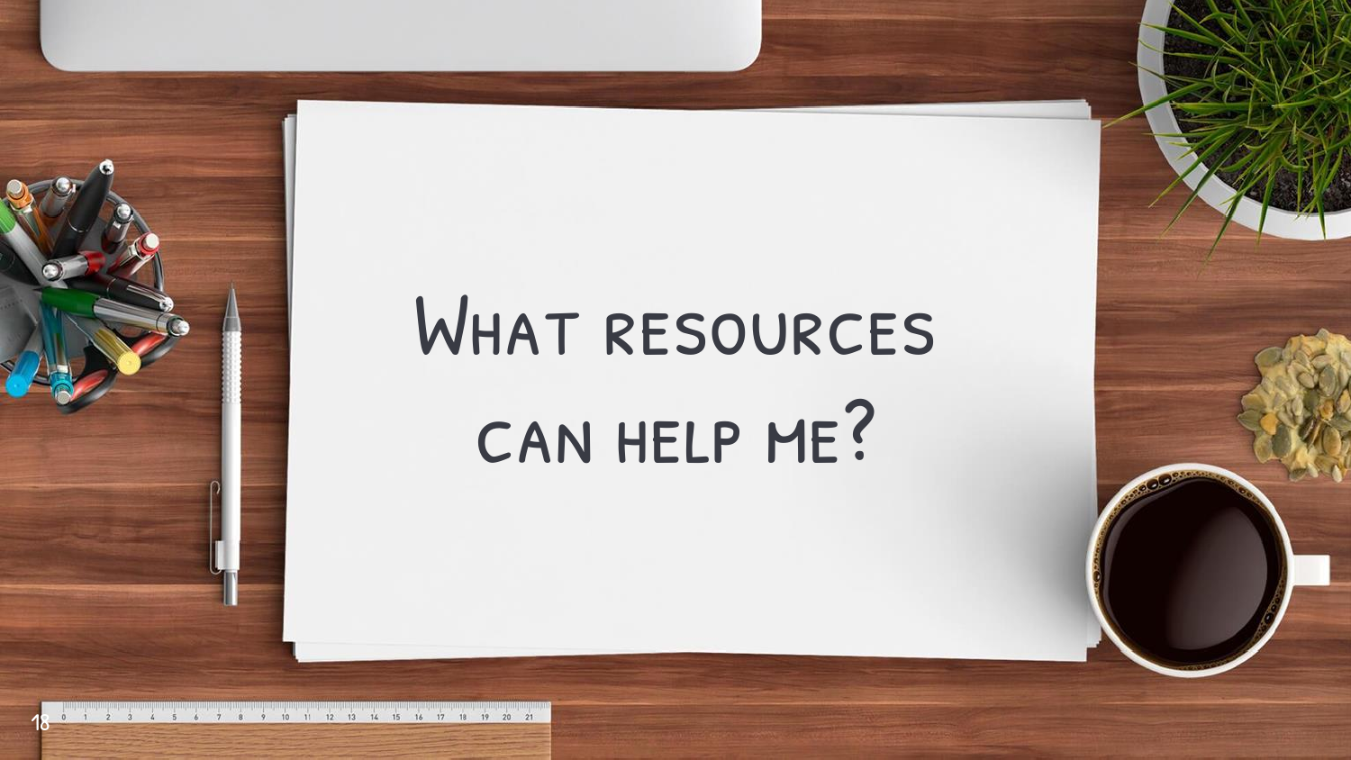# What resources can help me?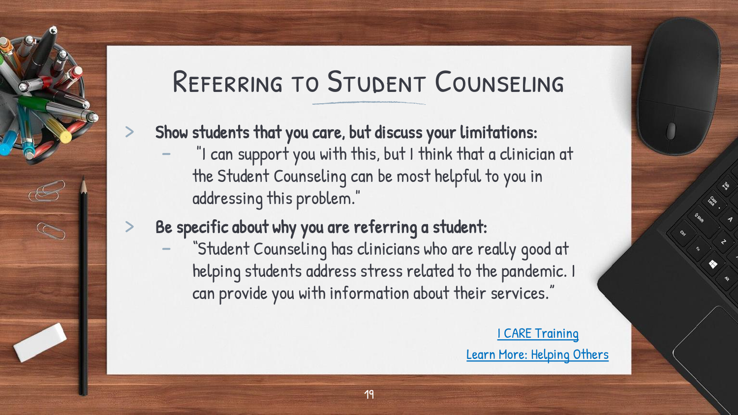# Referring to Student Counseling

- **Show students that you care, but discuss your limitations:**
  - "I can support you with this, but I think that a clinician at the Student Counseling can be most helpful to you in addressing this problem."
- **Be specific about why you are referring a student:**
  - "Student Counseling has clinicians who are really good at helping students address stress related to the pandemic. I can provide you with information about their services."

I CARE Training

Learn More: Helping Others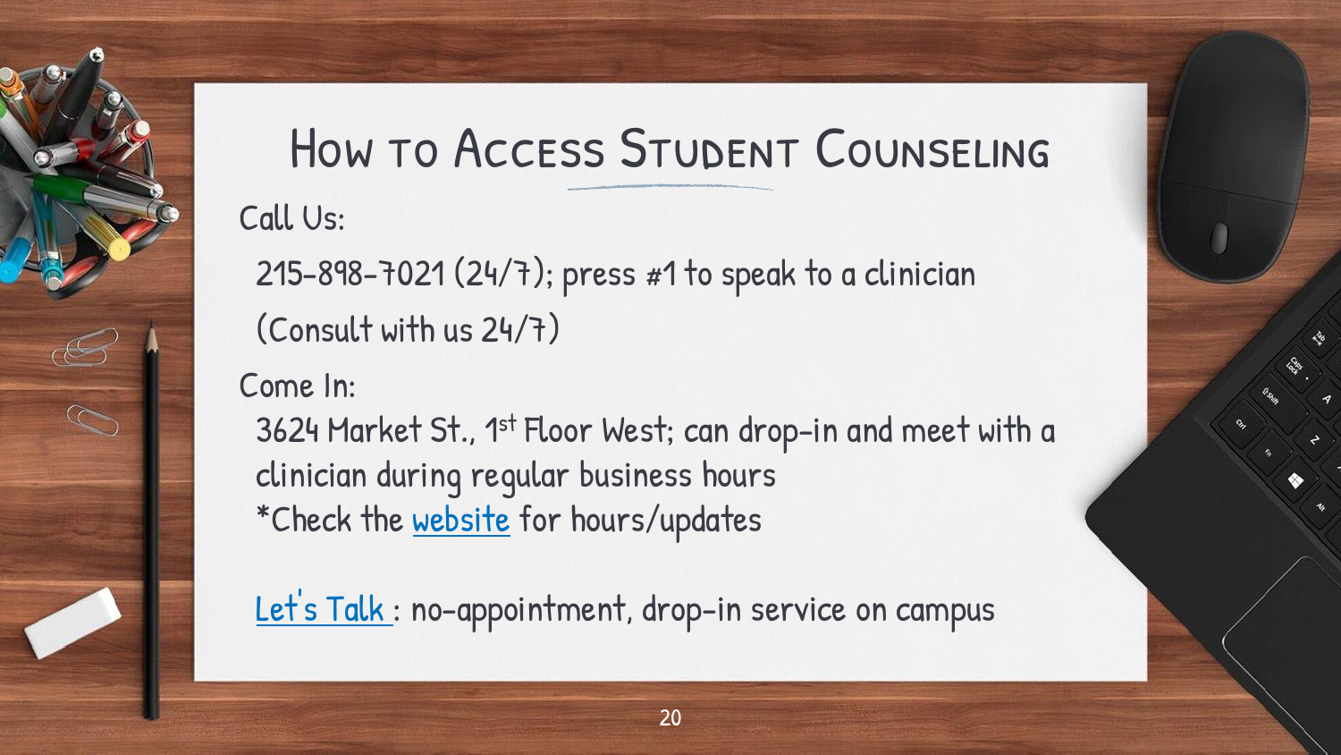# How to Access Student Counseling

Call Us:

215-898-7021 (24/7); press #1 to speak to a clinician

(Consult with us 24/7)

Come In:

3624 Market St., 1st Floor West; can drop-in and meet with a clinician during regular business hours

*Check the website for hours/updates

Let's Talk : no-appointment, drop-in service on campus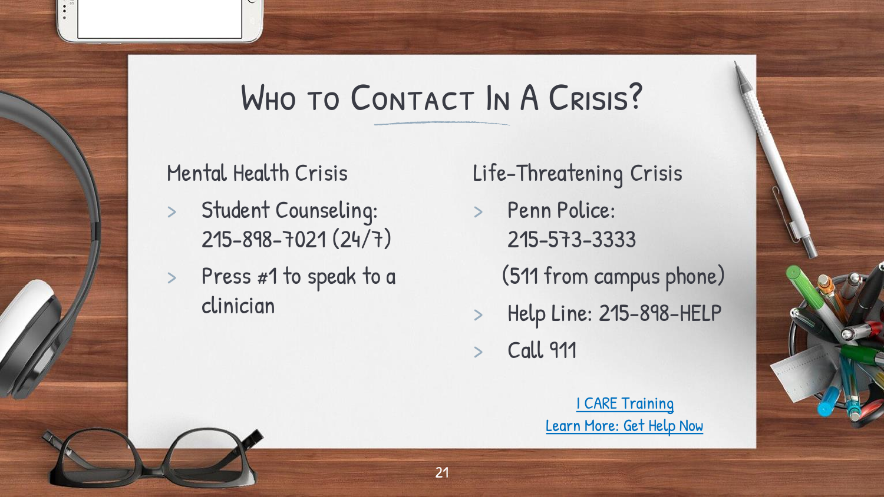# Who to Contact In A Crisis?

## Mental Health Crisis

- Student Counseling: 215-898-7021 (24/7)
- Press #1 to speak to a clinician

## Life-Threatening Crisis

- Penn Police: 215-573-3333
  (511 from campus phone)
- Help Line: 215-898-HELP
- Call 911

I CARE Training
Learn More: Get Help Now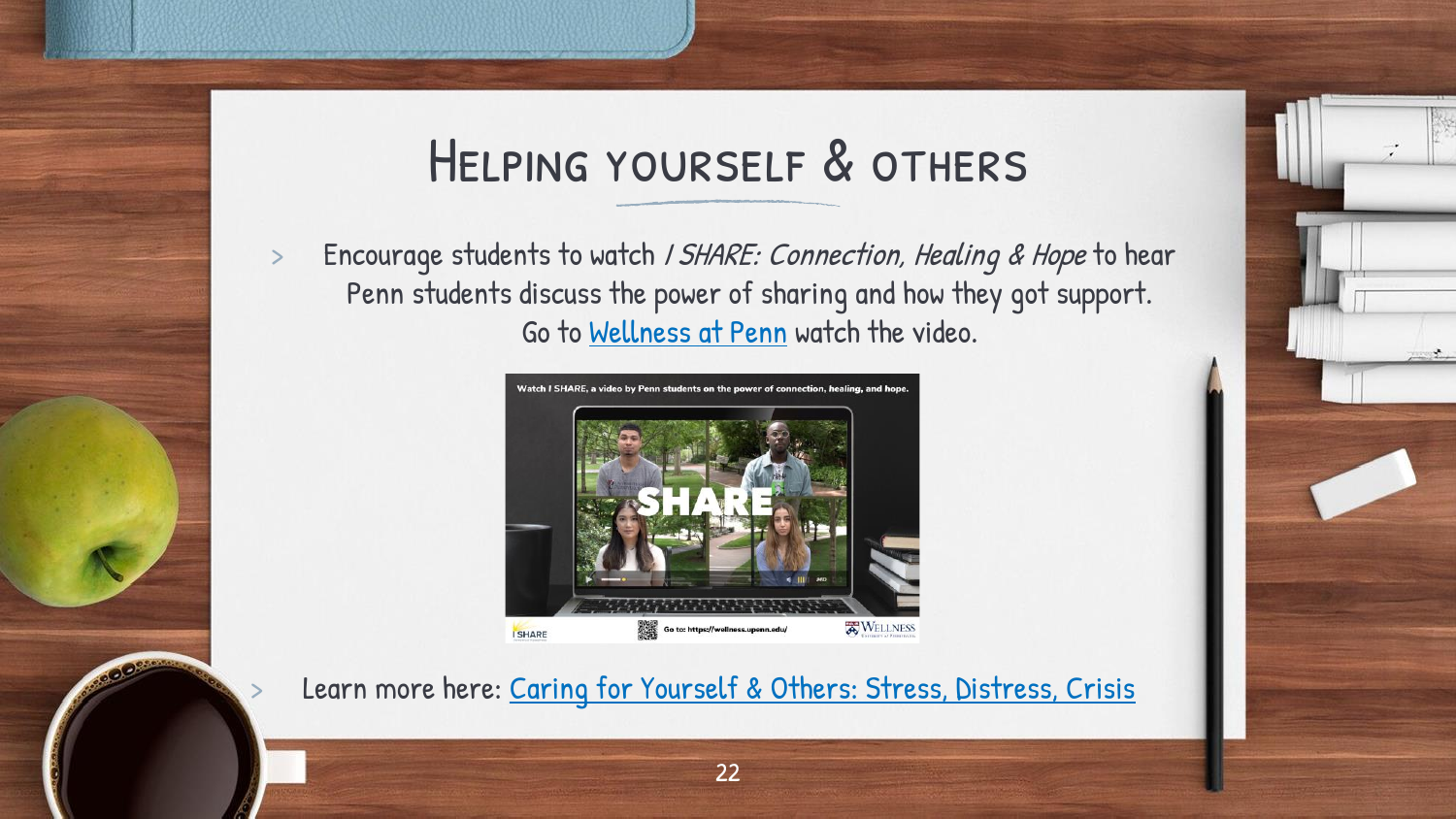# Helping yourself & others

- Encourage students to watch *I SHARE: Connection, Healing & Hope* to hear Penn students discuss the power of sharing and how they got support. Go to Wellness at Penn watch the video.

- Learn more here: Caring for Yourself & Others: Stress, Distress, Crisis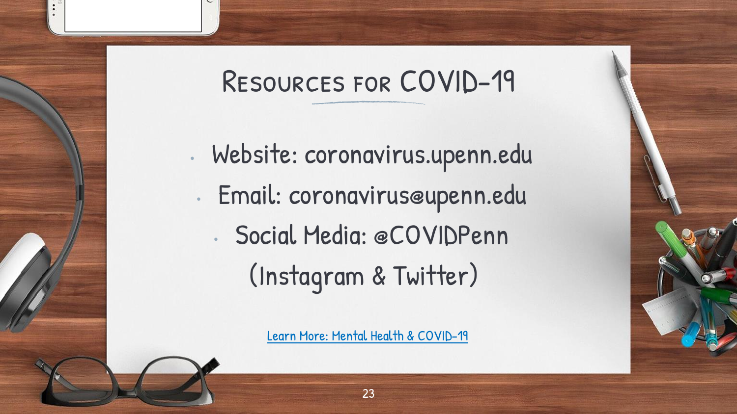# Resources for COVID-19

- Website: coronavirus.upenn.edu
- Email: coronavirus@upenn.edu
- Social Media: @COVIDPenn (Instagram & Twitter)

Learn More: Mental Health & COVID-19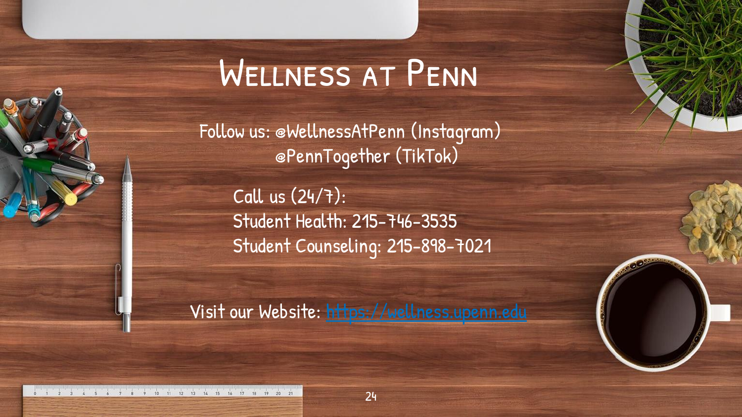# Wellness at Penn

Follow us: @WellnessAtPenn (Instagram)
@PennTogether (TikTok)

Call us (24/7):
Student Health: 215-746-3535
Student Counseling: 215-898-7021

Visit our Website: https://wellness.upenn.edu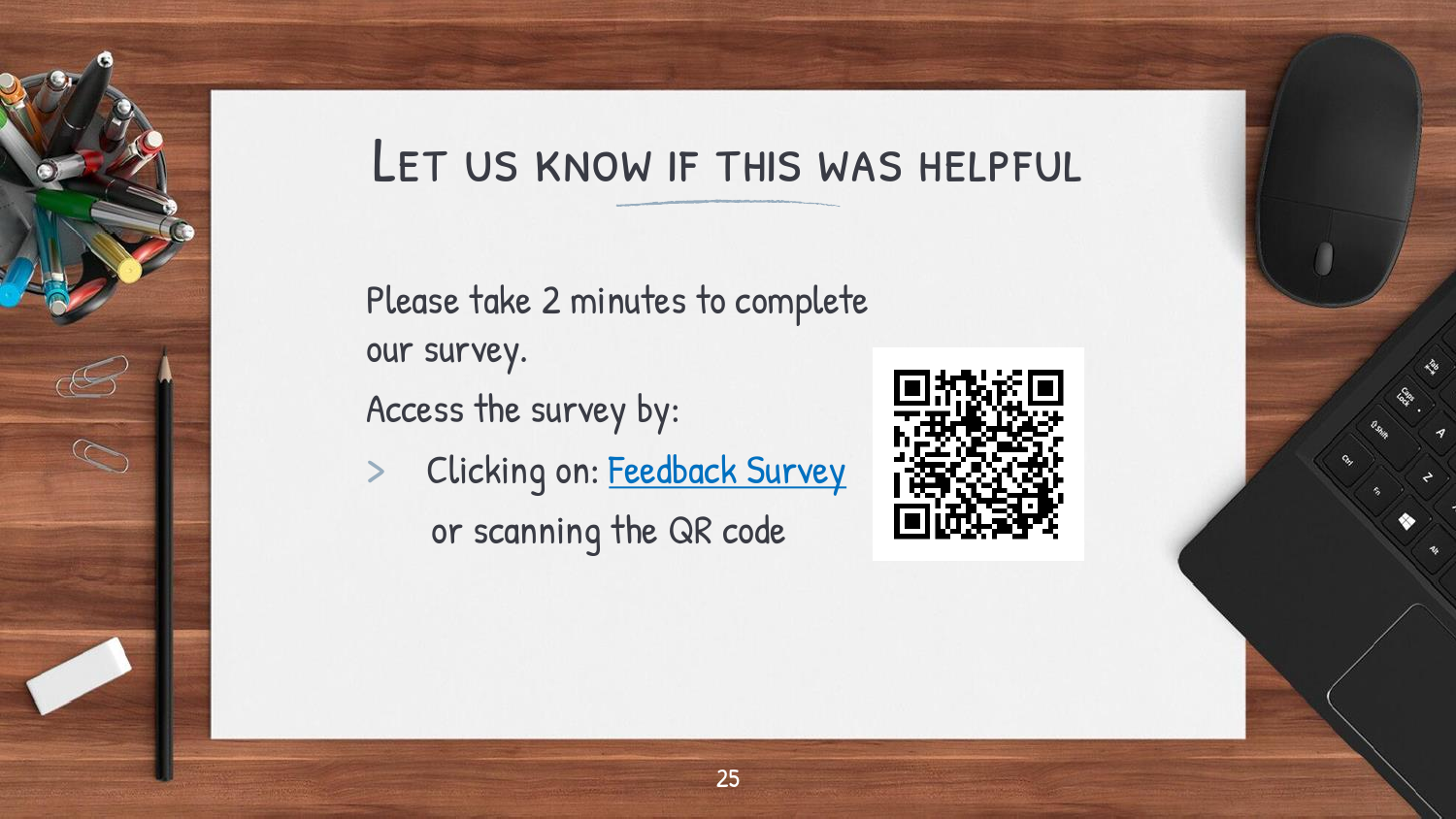# Let us know if this was helpful

Please take 2 minutes to complete our survey.

Access the survey by:

- Clicking on: Feedback Survey

  or scanning the QR code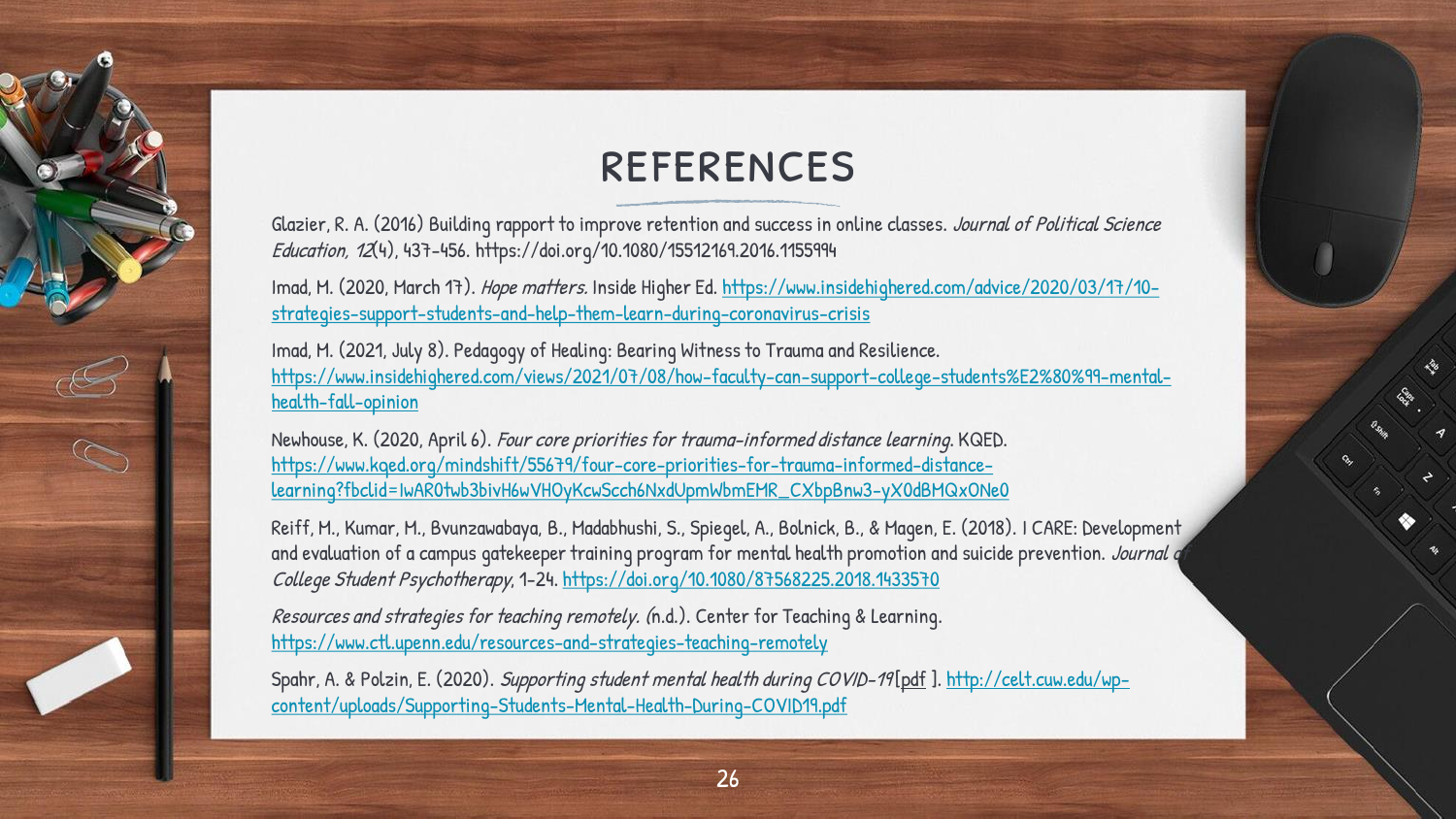# REFERENCES

Glazier, R. A. (2016) Building rapport to improve retention and success in online classes. *Journal of Political Science Education, 12*(4), 437-456. https://doi.org/10.1080/15512169.2016.1155994

Imad, M. (2020, March 17). *Hope matters.* Inside Higher Ed. https://www.insidehighered.com/advice/2020/03/17/10-strategies-support-students-and-help-them-learn-during-coronavirus-crisis

Imad, M. (2021, July 8). Pedagogy of Healing: Bearing Witness to Trauma and Resilience. https://www.insidehighered.com/views/2021/07/08/how-faculty-can-support-college-students%E2%80%99-mental-health-fall-opinion

Newhouse, K. (2020, April 6). *Four core priorities for trauma-informed distance learning.* KQED. https://www.kqed.org/mindshift/55679/four-core-priorities-for-trauma-informed-distance-learning?fbclid=IwAR0twb3bivH6wVHOyKcwScch6NxdUpmWbmEMR_CXbpBnw3-yX0dBMQxONe0

Reiff, M., Kumar, M., Bvunzawabaya, B., Madabhushi, S., Spiegel, A., Bolnick, B., & Magen, E. (2018). I CARE: Development and evaluation of a campus gatekeeper training program for mental health promotion and suicide prevention. *Journal of College Student Psychotherapy*, 1-24. https://doi.org/10.1080/87568225.2018.1433570

*Resources and strategies for teaching remotely.* (n.d.). Center for Teaching & Learning. https://www.ctl.upenn.edu/resources-and-strategies-teaching-remotely

Spahr, A. & Polzin, E. (2020). *Supporting student mental health during COVID-19* [pdf ]. http://celt.cuw.edu/wp-content/uploads/Supporting-Students-Mental-Health-During-COVID19.pdf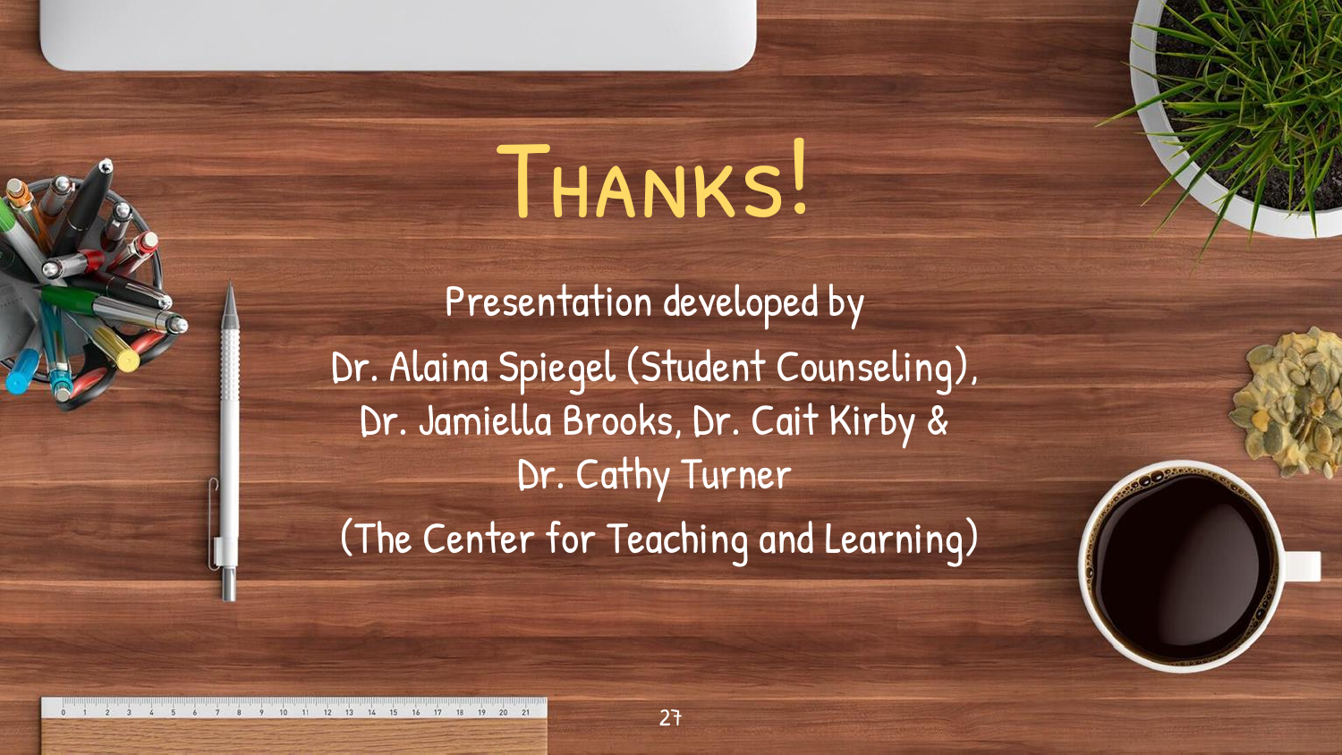# Thanks!

Presentation developed by

Dr. Alaina Spiegel (Student Counseling), Dr. Jamiella Brooks, Dr. Cait Kirby & Dr. Cathy Turner

(The Center for Teaching and Learning)